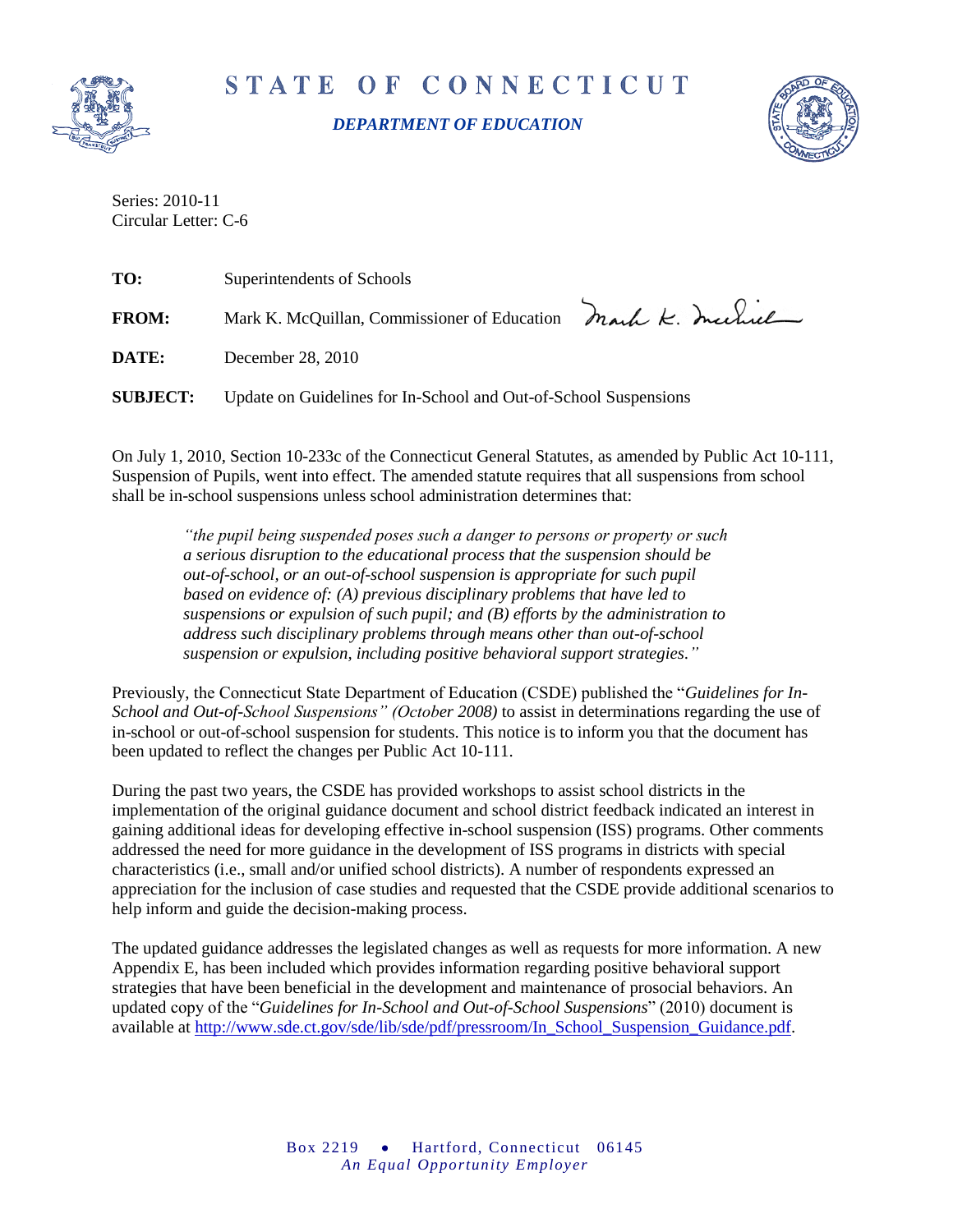# STATE OF CONNECTICUT

***DEPARTMENT OF EDUCATION***

Series: 2010-11
Circular Letter: C-6

**TO:** Superintendents of Schools

**FROM:** Mark K. McQuillan, Commissioner of Education

**DATE:** December 28, 2010

**SUBJECT:** Update on Guidelines for In-School and Out-of-School Suspensions

On July 1, 2010, Section 10-233c of the Connecticut General Statutes, as amended by Public Act 10-111, Suspension of Pupils, went into effect. The amended statute requires that all suspensions from school shall be in-school suspensions unless school administration determines that:

> *"the pupil being suspended poses such a danger to persons or property or such a serious disruption to the educational process that the suspension should be out-of-school, or an out-of-school suspension is appropriate for such pupil based on evidence of: (A) previous disciplinary problems that have led to suspensions or expulsion of such pupil; and (B) efforts by the administration to address such disciplinary problems through means other than out-of-school suspension or expulsion, including positive behavioral support strategies."*

Previously, the Connecticut State Department of Education (CSDE) published the "*Guidelines for In-School and Out-of-School Suspensions" (October 2008)* to assist in determinations regarding the use of in-school or out-of-school suspension for students. This notice is to inform you that the document has been updated to reflect the changes per Public Act 10-111.

During the past two years, the CSDE has provided workshops to assist school districts in the implementation of the original guidance document and school district feedback indicated an interest in gaining additional ideas for developing effective in-school suspension (ISS) programs. Other comments addressed the need for more guidance in the development of ISS programs in districts with special characteristics (i.e., small and/or unified school districts). A number of respondents expressed an appreciation for the inclusion of case studies and requested that the CSDE provide additional scenarios to help inform and guide the decision-making process.

The updated guidance addresses the legislated changes as well as requests for more information. A new Appendix E, has been included which provides information regarding positive behavioral support strategies that have been beneficial in the development and maintenance of prosocial behaviors. An updated copy of the "*Guidelines for In-School and Out-of-School Suspensions*" (2010) document is available at http://www.sde.ct.gov/sde/lib/sde/pdf/pressroom/In_School_Suspension_Guidance.pdf.

Box 2219 • Hartford, Connecticut 06145
*An Equal Opportunity Employer*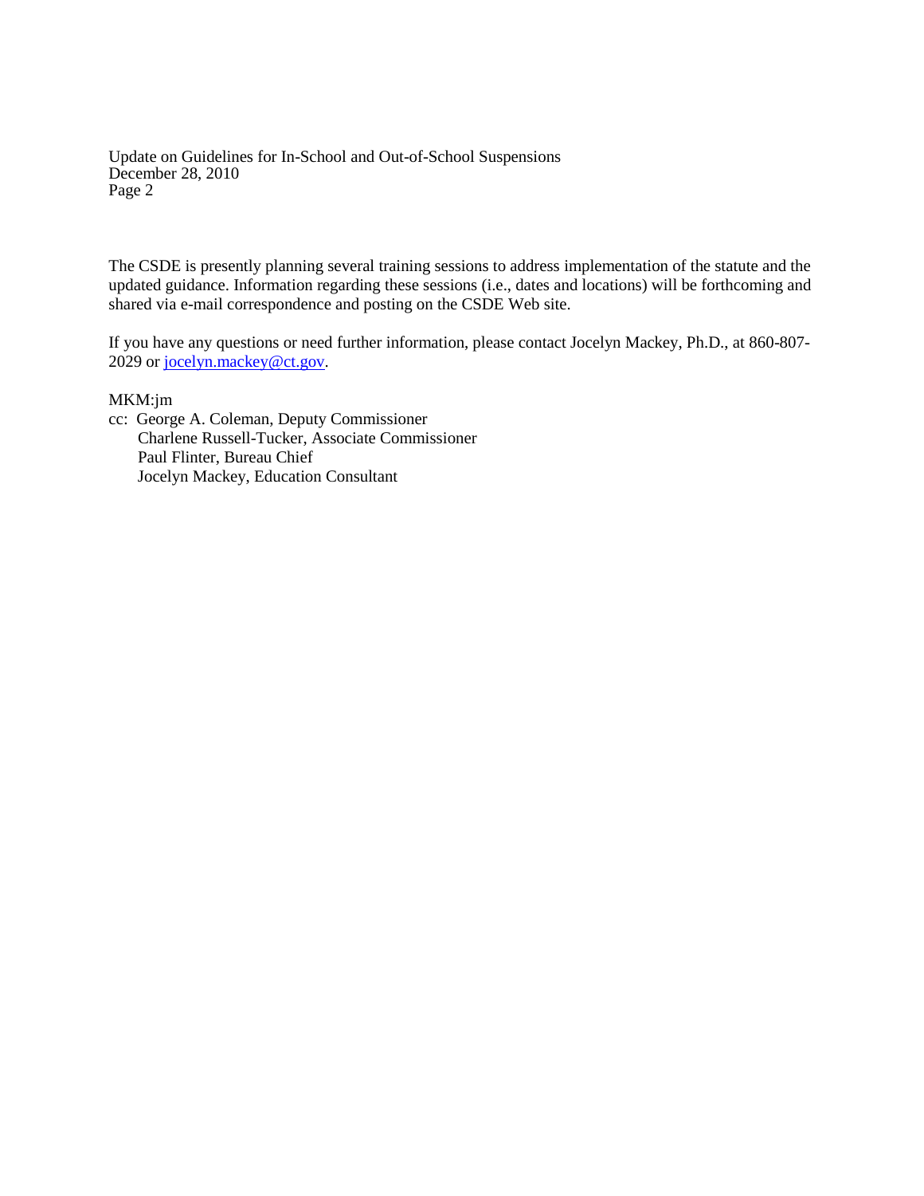The CSDE is presently planning several training sessions to address implementation of the statute and the updated guidance. Information regarding these sessions (i.e., dates and locations) will be forthcoming and shared via e-mail correspondence and posting on the CSDE Web site.

If you have any questions or need further information, please contact Jocelyn Mackey, Ph.D., at 860-807-2029 or [jocelyn.mackey@ct.gov](mailto:jocelyn.mackey@ct.gov).

MKM:jm

cc: George A. Coleman, Deputy Commissioner
Charlene Russell-Tucker, Associate Commissioner
Paul Flinter, Bureau Chief
Jocelyn Mackey, Education Consultant